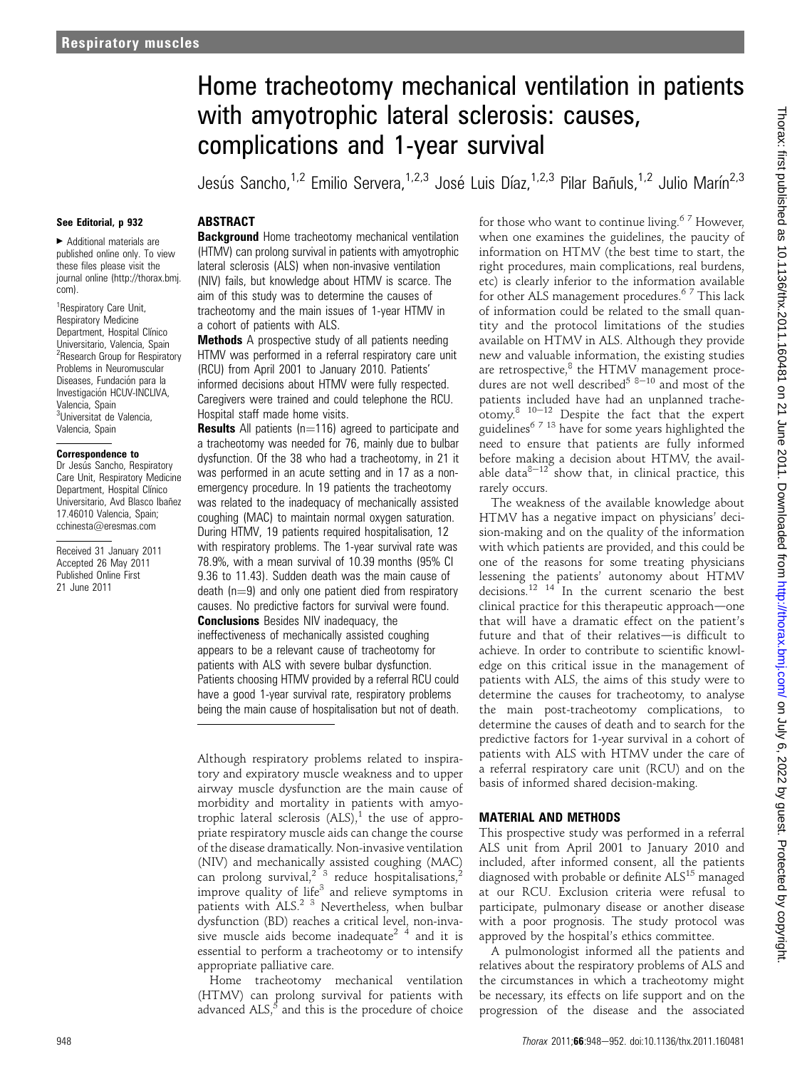# Home tracheotomy mechanical ventilation in patients with amyotrophic lateral sclerosis: causes, complications and 1-year survival

Jesús Sancho,[1,2] Emilio Servera,[1,2,3] José Luis Díaz,[1,2,3] Pilar Bañuls,[1,2] Julio Marín[2,3]

See Editorial, p 932

► Additional materials are published online only. To view these files please visit the journal online (http://thorax.bmj.com).

[1]Respiratory Care Unit, Respiratory Medicine Department, Hospital Clínico Universitario, Valencia, Spain
[2]Research Group for Respiratory Problems in Neuromuscular Diseases, Fundación para la Investigación HCUV-INCLIVA, Valencia, Spain
[3]Universitat de Valencia, Valencia, Spain

**Correspondence to**
Dr Jesús Sancho, Respiratory Care Unit, Respiratory Medicine Department, Hospital Clínico Universitario, Avd Blasco Ibañez 17.46010 Valencia, Spain; cchinesta@eresmas.com

Received 31 January 2011
Accepted 26 May 2011
Published Online First
21 June 2011

## ABSTRACT

**Background** Home tracheotomy mechanical ventilation (HTMV) can prolong survival in patients with amyotrophic lateral sclerosis (ALS) when non-invasive ventilation (NIV) fails, but knowledge about HTMV is scarce. The aim of this study was to determine the causes of tracheotomy and the main issues of 1-year HTMV in a cohort of patients with ALS.

**Methods** A prospective study of all patients needing HTMV was performed in a referral respiratory care unit (RCU) from April 2001 to January 2010. Patients' informed decisions about HTMV were fully respected. Caregivers were trained and could telephone the RCU. Hospital staff made home visits.

**Results** All patients (n=116) agreed to participate and a tracheotomy was needed for 76, mainly due to bulbar dysfunction. Of the 38 who had a tracheotomy, in 21 it was performed in an acute setting and in 17 as a non-emergency procedure. In 19 patients the tracheotomy was related to the inadequacy of mechanically assisted coughing (MAC) to maintain normal oxygen saturation. During HTMV, 19 patients required hospitalisation, 12 with respiratory problems. The 1-year survival rate was 78.9%, with a mean survival of 10.39 months (95% CI 9.36 to 11.43). Sudden death was the main cause of death (n=9) and only one patient died from respiratory causes. No predictive factors for survival were found.

**Conclusions** Besides NIV inadequacy, the ineffectiveness of mechanically assisted coughing appears to be a relevant cause of tracheotomy for patients with ALS with severe bulbar dysfunction. Patients choosing HTMV provided by a referral RCU could have a good 1-year survival rate, respiratory problems being the main cause of hospitalisation but not of death.

Although respiratory problems related to inspiratory and expiratory muscle weakness and to upper airway muscle dysfunction are the main cause of morbidity and mortality in patients with amyotrophic lateral sclerosis (ALS),[1] the use of appropriate respiratory muscle aids can change the course of the disease dramatically. Non-invasive ventilation (NIV) and mechanically assisted coughing (MAC) can prolong survival,[2 3] reduce hospitalisations,[2] improve quality of life[3] and relieve symptoms in patients with ALS.[2 3] Nevertheless, when bulbar dysfunction (BD) reaches a critical level, non-invasive muscle aids become inadequate[2 4] and it is essential to perform a tracheotomy or to intensify appropriate palliative care.

Home tracheotomy mechanical ventilation (HTMV) can prolong survival for patients with advanced ALS,[5] and this is the procedure of choice for those who want to continue living.[6 7] However, when one examines the guidelines, the paucity of information on HTMV (the best time to start, the right procedures, main complications, real burdens, etc) is clearly inferior to the information available for other ALS management procedures.[6 7] This lack of information could be related to the small quantity and the protocol limitations of the studies available on HTMV in ALS. Although they provide new and valuable information, the existing studies are retrospective,[8] the HTMV management procedures are not well described[5 8–10] and most of the patients included have had an unplanned tracheotomy.[8 10–12] Despite the fact that the expert guidelines[6 7 13] have for some years highlighted the need to ensure that patients are fully informed before making a decision about HTMV, the available data[8–12] show that, in clinical practice, this rarely occurs.

The weakness of the available knowledge about HTMV has a negative impact on physicians' decision-making and on the quality of the information with which patients are provided, and this could be one of the reasons for some treating physicians lessening the patients' autonomy about HTMV decisions.[12 14] In the current scenario the best clinical practice for this therapeutic approach—one that will have a dramatic effect on the patient's future and that of their relatives—is difficult to achieve. In order to contribute to scientific knowledge on this critical issue in the management of patients with ALS, the aims of this study were to determine the causes for tracheotomy, to analyse the main post-tracheotomy complications, to determine the causes of death and to search for the predictive factors for 1-year survival in a cohort of patients with ALS with HTMV under the care of a referral respiratory care unit (RCU) and on the basis of informed shared decision-making.

## MATERIAL AND METHODS

This prospective study was performed in a referral ALS unit from April 2001 to January 2010 and included, after informed consent, all the patients diagnosed with probable or definite ALS[15] managed at our RCU. Exclusion criteria were refusal to participate, pulmonary disease or another disease with a poor prognosis. The study protocol was approved by the hospital's ethics committee.

A pulmonologist informed all the patients and relatives about the respiratory problems of ALS and the circumstances in which a tracheotomy might be necessary, its effects on life support and on the progression of the disease and the associated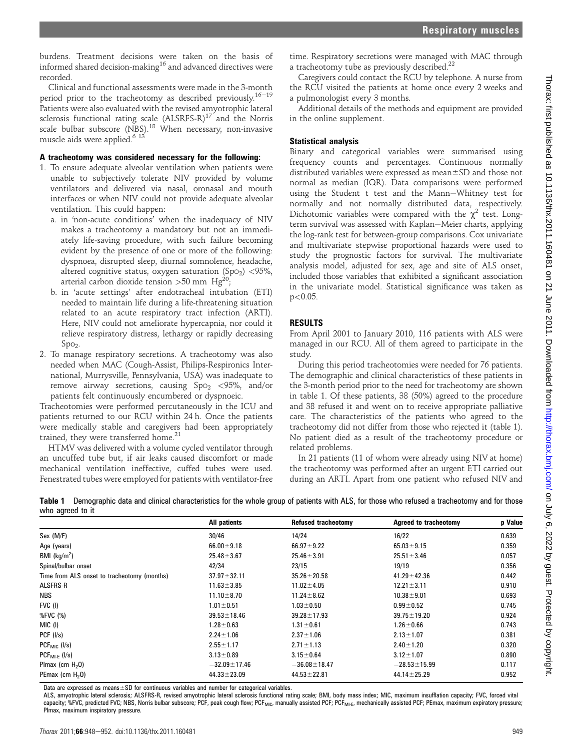burdens. Treatment decisions were taken on the basis of informed shared decision-making[16] and advanced directives were recorded.

Clinical and functional assessments were made in the 3-month period prior to the tracheotomy as described previously.[16–19] Patients were also evaluated with the revised amyotrophic lateral sclerosis functional rating scale (ALSFRS-R)[17] and the Norris scale bulbar subscore (NBS).[18] When necessary, non-invasive muscle aids were applied.[6 13]

### A tracheotomy was considered necessary for the following:

1. To ensure adequate alveolar ventilation when patients were unable to subjectively tolerate NIV provided by volume ventilators and delivered via nasal, oronasal and mouth interfaces or when NIV could not provide adequate alveolar ventilation. This could happen:
   a. in 'non-acute conditions' when the inadequacy of NIV makes a tracheotomy a mandatory but not an immediately life-saving procedure, with such failure becoming evident by the presence of one or more of the following: dyspnoea, disrupted sleep, diurnal somnolence, headache, altered cognitive status, oxygen saturation ($Sp_{O_2}$) <95%, arterial carbon dioxide tension >50 mm Hg[20];
   b. in 'acute settings' after endotracheal intubation (ETI) needed to maintain life during a life-threatening situation related to an acute respiratory tract infection (ARTI). Here, NIV could not ameliorate hypercapnia, nor could it relieve respiratory distress, lethargy or rapidly decreasing $Sp_{O_2}$.
2. To manage respiratory secretions. A tracheotomy was also needed when MAC (Cough-Assist, Philips-Respironics International, Murrysville, Pennsylvania, USA) was inadequate to remove airway secretions, causing $Sp_{O_2}$ <95%, and/or patients felt continuously encumbered or dyspnoeic.

Tracheotomies were performed percutaneously in the ICU and patients returned to our RCU within 24 h. Once the patients were medically stable and caregivers had been appropriately trained, they were transferred home.[21]

HTMV was delivered with a volume cycled ventilator through an uncuffed tube but, if air leaks caused discomfort or made mechanical ventilation ineffective, cuffed tubes were used. Fenestrated tubes were employed for patients with ventilator-free time. Respiratory secretions were managed with MAC through a tracheotomy tube as previously described.[22]

Caregivers could contact the RCU by telephone. A nurse from the RCU visited the patients at home once every 2 weeks and a pulmonologist every 3 months.

Additional details of the methods and equipment are provided in the online supplement.

### Statistical analysis

Binary and categorical variables were summarised using frequency counts and percentages. Continuous normally distributed variables were expressed as mean±SD and those not normal as median (IQR). Data comparisons were performed using the Student t test and the Mann–Whitney test for normally and not normally distributed data, respectively. Dichotomic variables were compared with the $\chi^2$ test. Long-term survival was assessed with Kaplan–Meier charts, applying the log-rank test for between-group comparisons. Cox univariate and multivariate stepwise proportional hazards were used to study the prognostic factors for survival. The multivariate analysis model, adjusted for sex, age and site of ALS onset, included those variables that exhibited a significant association in the univariate model. Statistical significance was taken as $p<0.05$.

## RESULTS

From April 2001 to January 2010, 116 patients with ALS were managed in our RCU. All of them agreed to participate in the study.

During this period tracheotomies were needed for 76 patients. The demographic and clinical characteristics of these patients in the 3-month period prior to the need for tracheotomy are shown in table 1. Of these patients, 38 (50%) agreed to the procedure and 38 refused it and went on to receive appropriate palliative care. The characteristics of the patients who agreed to the tracheotomy did not differ from those who rejected it (table 1). No patient died as a result of the tracheotomy procedure or related problems.

In 21 patients (11 of whom were already using NIV at home) the tracheotomy was performed after an urgent ETI carried out during an ARTI. Apart from one patient who refused NIV and

**Table 1** Demographic data and clinical characteristics for the whole group of patients with ALS, for those who refused a tracheotomy and for those who agreed to it

| | All patients | Refused tracheotomy | Agreed to tracheotomy | p Value |
|---|---|---|---|---|
| Sex (M/F) | 30/46 | 14/24 | 16/22 | 0.639 |
| Age (years) | 66.00±9.18 | 66.97±9.22 | 65.03±9.15 | 0.359 |
| BMI (kg/m$^2$) | 25.48±3.67 | 25.46±3.91 | 25.51±3.46 | 0.057 |
| Spinal/bulbar onset | 42/34 | 23/15 | 19/19 | 0.356 |
| Time from ALS onset to tracheotomy (months) | 37.97±32.11 | 35.26±20.58 | 41.29±42.36 | 0.442 |
| ALSFRS-R | 11.63±3.85 | 11.02±4.05 | 12.21±3.11 | 0.910 |
| NBS | 11.10±8.70 | 11.24±8.62 | 10.38±9.01 | 0.693 |
| FVC (l) | 1.01±0.51 | 1.03±0.50 | 0.99±0.52 | 0.745 |
| %FVC (%) | 39.53±18.46 | 39.28±17.93 | 39.75±19.20 | 0.924 |
| MIC (l) | 1.28±0.63 | 1.31±0.61 | 1.26±0.66 | 0.743 |
| PCF (l/s) | 2.24±1.06 | 2.37±1.06 | 2.13±1.07 | 0.381 |
| $PCF_{MIC}$ (l/s) | 2.55±1.17 | 2.71±1.13 | 2.40±1.20 | 0.320 |
| $PCF_{MI-E}$ (l/s) | 3.13±0.89 | 3.15±0.64 | 3.12±1.07 | 0.890 |
| PImax (cm $H_2O$) | −32.09±17.46 | −36.08±18.47 | −28.53±15.99 | 0.117 |
| PEmax (cm $H_2O$) | 44.33±23.09 | 44.53±22.81 | 44.14±25.29 | 0.952 |

Data are expressed as means±SD for continuous variables and number for categorical variables.

ALS, amyotrophic lateral sclerosis; ALSFRS-R, revised amyotrophic lateral sclerosis functional rating scale; BMI, body mass index; MIC, maximum insufflation capacity; FVC, forced vital capacity; %FVC, predicted FVC; NBS, Norris bulbar subscore; PCF, peak cough flow; $PCF_{MIC}$, manually assisted PCF; $PCF_{MI-E}$, mechanically assisted PCF; PEmax, maximum expiratory pressure; PImax, maximum inspiratory pressure.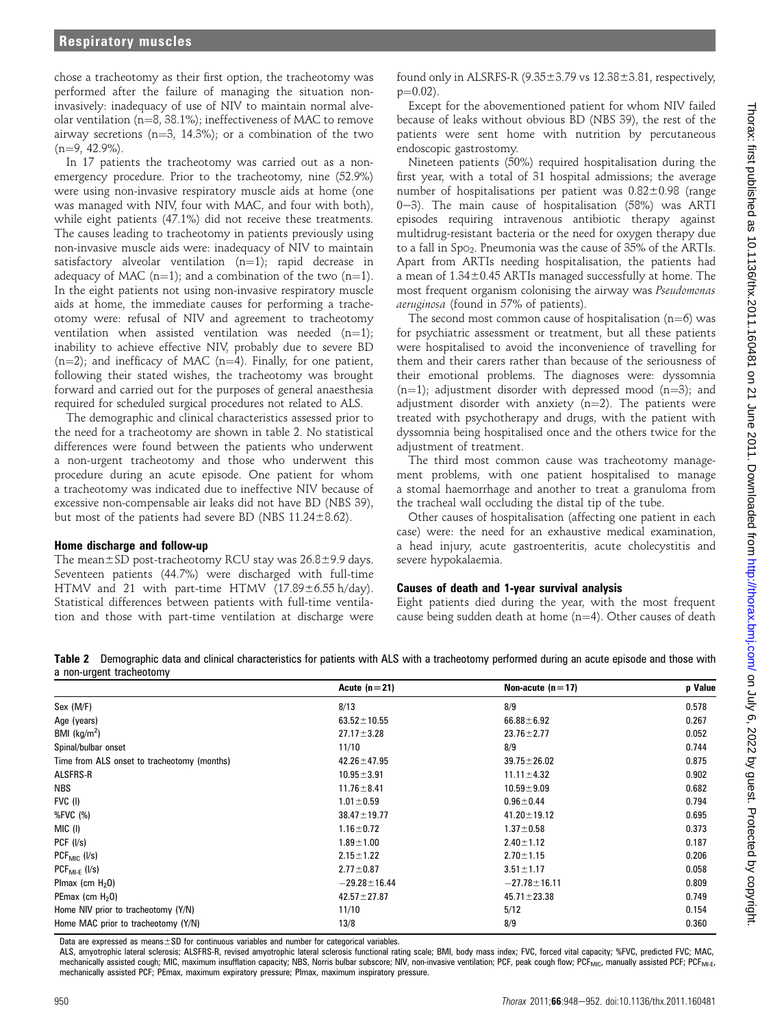chose a tracheotomy as their first option, the tracheotomy was performed after the failure of managing the situation non-invasively: inadequacy of use of NIV to maintain normal alveolar ventilation (n=8, 38.1%); ineffectiveness of MAC to remove airway secretions (n=3, 14.3%); or a combination of the two (n=9, 42.9%).

In 17 patients the tracheotomy was carried out as a non-emergency procedure. Prior to the tracheotomy, nine (52.9%) were using non-invasive respiratory muscle aids at home (one was managed with NIV, four with MAC, and four with both), while eight patients (47.1%) did not receive these treatments. The causes leading to tracheotomy in patients previously using non-invasive muscle aids were: inadequacy of NIV to maintain satisfactory alveolar ventilation (n=1); rapid decrease in adequacy of MAC (n=1); and a combination of the two (n=1). In the eight patients not using non-invasive respiratory muscle aids at home, the immediate causes for performing a tracheotomy were: refusal of NIV and agreement to tracheotomy ventilation when assisted ventilation was needed (n=1); inability to achieve effective NIV, probably due to severe BD (n=2); and inefficacy of MAC (n=4). Finally, for one patient, following their stated wishes, the tracheotomy was brought forward and carried out for the purposes of general anaesthesia required for scheduled surgical procedures not related to ALS.

The demographic and clinical characteristics assessed prior to the need for a tracheotomy are shown in table 2. No statistical differences were found between the patients who underwent a non-urgent tracheotomy and those who underwent this procedure during an acute episode. One patient for whom a tracheotomy was indicated due to ineffective NIV because of excessive non-compensable air leaks did not have BD (NBS 39), but most of the patients had severe BD (NBS 11.24±8.62).

### Home discharge and follow-up

The mean±SD post-tracheotomy RCU stay was 26.8±9.9 days. Seventeen patients (44.7%) were discharged with full-time HTMV and 21 with part-time HTMV (17.89±6.55 h/day). Statistical differences between patients with full-time ventilation and those with part-time ventilation at discharge were found only in ALSRFS-R (9.35±3.79 vs 12.38±3.81, respectively, p=0.02).

Except for the abovementioned patient for whom NIV failed because of leaks without obvious BD (NBS 39), the rest of the patients were sent home with nutrition by percutaneous endoscopic gastrostomy.

Nineteen patients (50%) required hospitalisation during the first year, with a total of 31 hospital admissions; the average number of hospitalisations per patient was 0.82±0.98 (range 0–3). The main cause of hospitalisation (58%) was ARTI episodes requiring intravenous antibiotic therapy against multidrug-resistant bacteria or the need for oxygen therapy due to a fall in $Sp_{O_2}$. Pneumonia was the cause of 35% of the ARTIs. Apart from ARTIs needing hospitalisation, the patients had a mean of 1.34±0.45 ARTIs managed successfully at home. The most frequent organism colonising the airway was *Pseudomonas aeruginosa* (found in 57% of patients).

The second most common cause of hospitalisation (n=6) was for psychiatric assessment or treatment, but all these patients were hospitalised to avoid the inconvenience of travelling for them and their carers rather than because of the seriousness of their emotional problems. The diagnoses were: dyssomnia (n=1); adjustment disorder with depressed mood (n=3); and adjustment disorder with anxiety (n=2). The patients were treated with psychotherapy and drugs, with the patient with dyssomnia being hospitalised once and the others twice for the adjustment of treatment.

The third most common cause was tracheotomy management problems, with one patient hospitalised to manage a stomal haemorrhage and another to treat a granuloma from the tracheal wall occluding the distal tip of the tube.

Other causes of hospitalisation (affecting one patient in each case) were: the need for an exhaustive medical examination, a head injury, acute gastroenteritis, acute cholecystitis and severe hypokalaemia.

### Causes of death and 1-year survival analysis

Eight patients died during the year, with the most frequent cause being sudden death at home (n=4). Other causes of death

**Table 2** Demographic data and clinical characteristics for patients with ALS with a tracheotomy performed during an acute episode and those with a non-urgent tracheotomy

| | Acute (n=21) | Non-acute (n=17) | p Value |
|---|---|---|---|
| Sex (M/F) | 8/13 | 8/9 | 0.578 |
| Age (years) | 63.52±10.55 | 66.88±6.92 | 0.267 |
| BMI (kg/m²) | 27.17±3.28 | 23.76±2.77 | 0.052 |
| Spinal/bulbar onset | 11/10 | 8/9 | 0.744 |
| Time from ALS onset to tracheotomy (months) | 42.26±47.95 | 39.75±26.02 | 0.875 |
| ALSFRS-R | 10.95±3.91 | 11.11±4.32 | 0.902 |
| NBS | 11.76±8.41 | 10.59±9.09 | 0.682 |
| FVC (l) | 1.01±0.59 | 0.96±0.44 | 0.794 |
| %FVC (%) | 38.47±19.77 | 41.20±19.12 | 0.695 |
| MIC (l) | 1.16±0.72 | 1.37±0.58 | 0.373 |
| PCF (l/s) | 1.89±1.00 | 2.40±1.12 | 0.187 |
| $PCF_{MIC}$ (l/s) | 2.15±1.22 | 2.70±1.15 | 0.206 |
| $PCF_{MI-E}$ (l/s) | 2.77±0.87 | 3.51±1.17 | 0.058 |
| PImax (cm $H_2O$) | −29.28±16.44 | −27.78±16.11 | 0.809 |
| PEmax (cm $H_2O$) | 42.57±27.87 | 45.71±23.38 | 0.749 |
| Home NIV prior to tracheotomy (Y/N) | 11/10 | 5/12 | 0.154 |
| Home MAC prior to tracheotomy (Y/N) | 13/8 | 8/9 | 0.360 |

Data are expressed as means±SD for continuous variables and number for categorical variables.

ALS, amyotrophic lateral sclerosis; ALSFRS-R, revised amyotrophic lateral sclerosis functional rating scale; BMI, body mass index; FVC, forced vital capacity; %FVC, predicted FVC; MAC, mechanically assisted cough; MIC, maximum insufflation capacity; NBS, Norris bulbar subscore; NIV, non-invasive ventilation; PCF, peak cough flow; $PCF_{MIC}$, manually assisted PCF; $PCF_{MI-E}$, mechanically assisted PCF; PEmax, maximum expiratory pressure; PImax, maximum inspiratory pressure.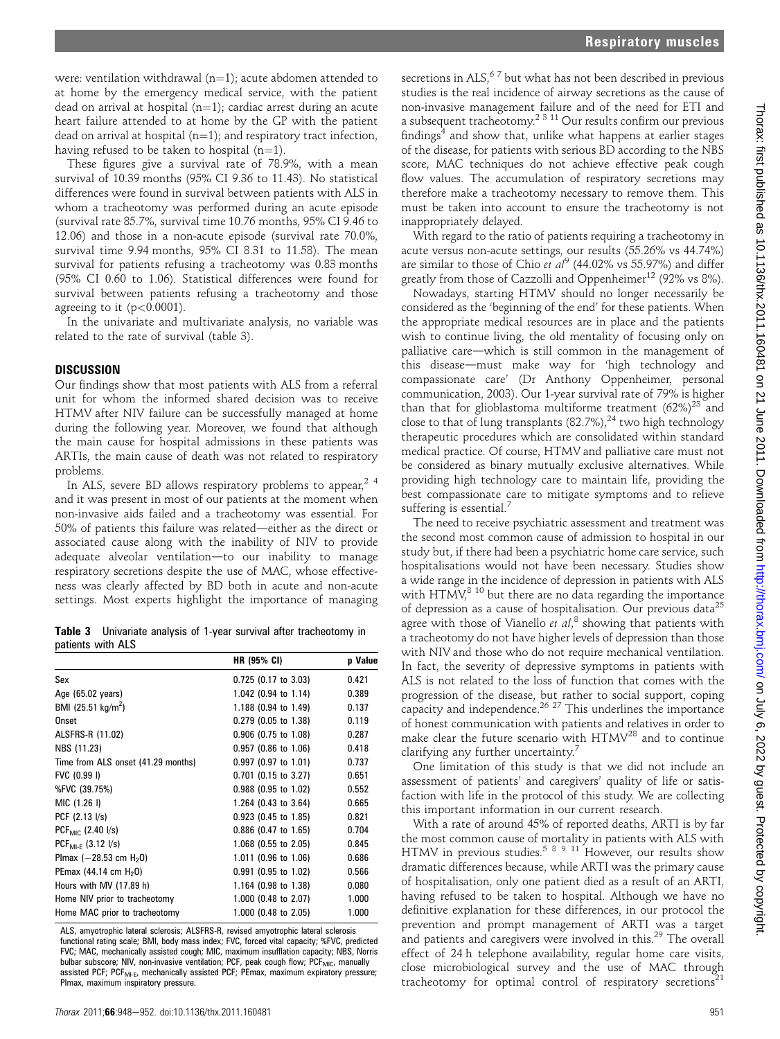were: ventilation withdrawal (n=1); acute abdomen attended to at home by the emergency medical service, with the patient dead on arrival at hospital (n=1); cardiac arrest during an acute heart failure attended to at home by the GP with the patient dead on arrival at hospital (n=1); and respiratory tract infection, having refused to be taken to hospital (n=1).

These figures give a survival rate of 78.9%, with a mean survival of 10.39 months (95% CI 9.36 to 11.43). No statistical differences were found in survival between patients with ALS in whom a tracheotomy was performed during an acute episode (survival rate 85.7%, survival time 10.76 months, 95% CI 9.46 to 12.06) and those in a non-acute episode (survival rate 70.0%, survival time 9.94 months, 95% CI 8.31 to 11.58). The mean survival for patients refusing a tracheotomy was 0.83 months (95% CI 0.60 to 1.06). Statistical differences were found for survival between patients refusing a tracheotomy and those agreeing to it ($p<0.0001$).

In the univariate and multivariate analysis, no variable was related to the rate of survival (table 3).

## DISCUSSION

Our findings show that most patients with ALS from a referral unit for whom the informed shared decision was to receive HTMV after NIV failure can be successfully managed at home during the following year. Moreover, we found that although the main cause for hospital admissions in these patients was ARTIs, the main cause of death was not related to respiratory problems.

In ALS, severe BD allows respiratory problems to appear,[2 4] and it was present in most of our patients at the moment when non-invasive aids failed and a tracheotomy was essential. For 50% of patients this failure was related—either as the direct or associated cause along with the inability of NIV to provide adequate alveolar ventilation—to our inability to manage respiratory secretions despite the use of MAC, whose effectiveness was clearly affected by BD both in acute and non-acute settings. Most experts highlight the importance of managing secretions in ALS,[6 7] but what has not been described in previous studies is the real incidence of airway secretions as the cause of non-invasive management failure and of the need for ETI and a subsequent tracheotomy.[2 3 11] Our results confirm our previous findings[4] and show that, unlike what happens at earlier stages of the disease, for patients with serious BD according to the NBS score, MAC techniques do not achieve effective peak cough flow values. The accumulation of respiratory secretions may therefore make a tracheotomy necessary to remove them. This must be taken into account to ensure the tracheotomy is not inappropriately delayed.

**Table 3** Univariate analysis of 1-year survival after tracheotomy in patients with ALS

| | HR (95% CI) | p Value |
|---|---|---|
| Sex | 0.725 (0.17 to 3.03) | 0.421 |
| Age (65.02 years) | 1.042 (0.94 to 1.14) | 0.389 |
| BMI (25.51 kg/m$^2$) | 1.188 (0.94 to 1.49) | 0.137 |
| Onset | 0.279 (0.05 to 1.38) | 0.119 |
| ALSFRS-R (11.02) | 0.906 (0.75 to 1.08) | 0.287 |
| NBS (11.23) | 0.957 (0.86 to 1.06) | 0.418 |
| Time from ALS onset (41.29 months) | 0.997 (0.97 to 1.01) | 0.737 |
| FVC (0.99 l) | 0.701 (0.15 to 3.27) | 0.651 |
| %FVC (39.75%) | 0.988 (0.95 to 1.02) | 0.552 |
| MIC (1.26 l) | 1.264 (0.43 to 3.64) | 0.665 |
| PCF (2.13 l/s) | 0.923 (0.45 to 1.85) | 0.821 |
| $PCF_{MIC}$ (2.40 l/s) | 0.886 (0.47 to 1.65) | 0.704 |
| $PCF_{MI-E}$ (3.12 l/s) | 1.068 (0.55 to 2.05) | 0.845 |
| PImax (−28.53 cm $H_2O$) | 1.011 (0.96 to 1.06) | 0.686 |
| PEmax (44.14 cm $H_2O$) | 0.991 (0.95 to 1.02) | 0.566 |
| Hours with MV (17.89 h) | 1.164 (0.98 to 1.38) | 0.080 |
| Home NIV prior to tracheotomy | 1.000 (0.48 to 2.07) | 1.000 |
| Home MAC prior to tracheotomy | 1.000 (0.48 to 2.05) | 1.000 |

ALS, amyotrophic lateral sclerosis; ALSFRS-R, revised amyotrophic lateral sclerosis functional rating scale; BMI, body mass index; FVC, forced vital capacity; %FVC, predicted FVC; MAC, mechanically assisted cough; MIC, maximum insufflation capacity; NBS, Norris bulbar subscore; NIV, non-invasive ventilation; PCF, peak cough flow; $PCF_{MIC}$, manually assisted PCF; $PCF_{MI-E}$, mechanically assisted PCF; PEmax, maximum expiratory pressure; PImax, maximum inspiratory pressure.

With regard to the ratio of patients requiring a tracheotomy in acute versus non-acute settings, our results (55.26% vs 44.74%) are similar to those of Chio *et al*[9] (44.02% vs 55.97%) and differ greatly from those of Cazzolli and Oppenheimer[12] (92% vs 8%).

Nowadays, starting HTMV should no longer necessarily be considered as the 'beginning of the end' for these patients. When the appropriate medical resources are in place and the patients wish to continue living, the old mentality of focusing only on palliative care—which is still common in the management of this disease—must make way for 'high technology and compassionate care' (Dr Anthony Oppenheimer, personal communication, 2003). Our 1-year survival rate of 79% is higher than that for glioblastoma multiforme treatment (62%)[23] and close to that of lung transplants (82.7%),[24] two high technology therapeutic procedures which are consolidated within standard medical practice. Of course, HTMV and palliative care must not be considered as binary mutually exclusive alternatives. While providing high technology care to maintain life, providing the best compassionate care to mitigate symptoms and to relieve suffering is essential.[7]

The need to receive psychiatric assessment and treatment was the second most common cause of admission to hospital in our study but, if there had been a psychiatric home care service, such hospitalisations would not have been necessary. Studies show a wide range in the incidence of depression in patients with ALS with HTMV,[8 10] but there are no data regarding the importance of depression as a cause of hospitalisation. Our previous data[25] agree with those of Vianello *et al*,[8] showing that patients with a tracheotomy do not have higher levels of depression than those with NIV and those who do not require mechanical ventilation. In fact, the severity of depressive symptoms in patients with ALS is not related to the loss of function that comes with the progression of the disease, but rather to social support, coping capacity and independence.[26 27] This underlines the importance of honest communication with patients and relatives in order to make clear the future scenario with HTMV[28] and to continue clarifying any further uncertainty.[7]

One limitation of this study is that we did not include an assessment of patients' and caregivers' quality of life or satisfaction with life in the protocol of this study. We are collecting this important information in our current research.

With a rate of around 45% of reported deaths, ARTI is by far the most common cause of mortality in patients with ALS with HTMV in previous studies.[5 8 9 11] However, our results show dramatic differences because, while ARTI was the primary cause of hospitalisation, only one patient died as a result of an ARTI, having refused to be taken to hospital. Although we have no definitive explanation for these differences, in our protocol the prevention and prompt management of ARTI was a target and patients and caregivers were involved in this.[29] The overall effect of 24 h telephone availability, regular home care visits, close microbiological survey and the use of MAC through tracheotomy for optimal control of respiratory secretions[21]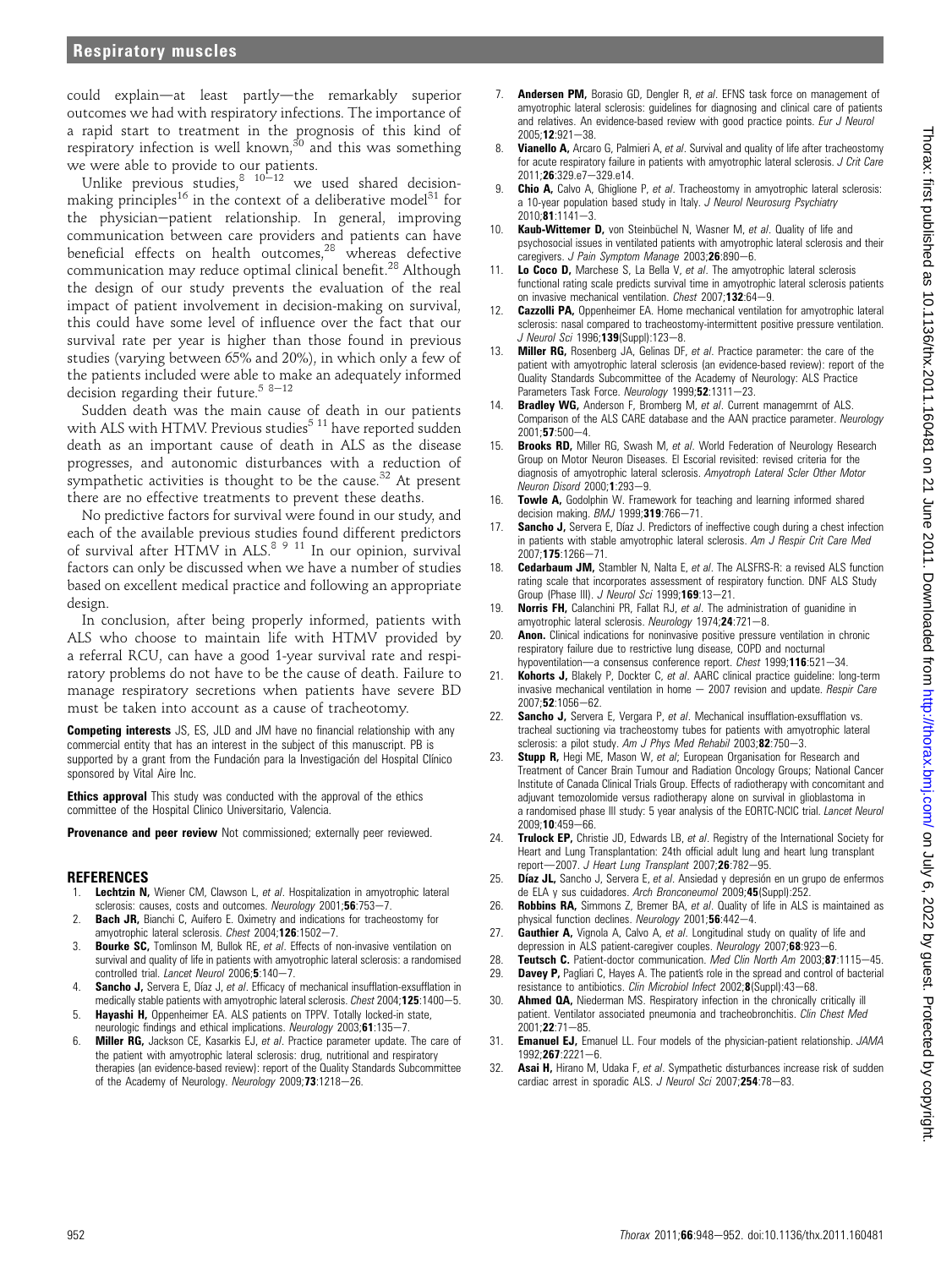could explain—at least partly—the remarkably superior outcomes we had with respiratory infections. The importance of a rapid start to treatment in the prognosis of this kind of respiratory infection is well known,[30] and this was something we were able to provide to our patients.

Unlike previous studies,[8 10–12] we used shared decision-making principles[16] in the context of a deliberative model[31] for the physician–patient relationship. In general, improving communication between care providers and patients can have beneficial effects on health outcomes,[28] whereas defective communication may reduce optimal clinical benefit.[28] Although the design of our study prevents the evaluation of the real impact of patient involvement in decision-making on survival, this could have some level of influence over the fact that our survival rate per year is higher than those found in previous studies (varying between 65% and 20%), in which only a few of the patients included were able to make an adequately informed decision regarding their future.[5 8–12]

Sudden death was the main cause of death in our patients with ALS with HTMV. Previous studies[5 11] have reported sudden death as an important cause of death in ALS as the disease progresses, and autonomic disturbances with a reduction of sympathetic activities is thought to be the cause.[32] At present there are no effective treatments to prevent these deaths.

No predictive factors for survival were found in our study, and each of the available previous studies found different predictors of survival after HTMV in ALS.[8 9 11] In our opinion, survival factors can only be discussed when we have a number of studies based on excellent medical practice and following an appropriate design.

In conclusion, after being properly informed, patients with ALS who choose to maintain life with HTMV provided by a referral RCU, can have a good 1-year survival rate and respiratory problems do not have to be the cause of death. Failure to manage respiratory secretions when patients have severe BD must be taken into account as a cause of tracheotomy.

**Competing interests** JS, ES, JLD and JM have no financial relationship with any commercial entity that has an interest in the subject of this manuscript. PB is supported by a grant from the Fundación para la Investigación del Hospital Clínico sponsored by Vital Aire Inc.

**Ethics approval** This study was conducted with the approval of the ethics committee of the Hospital Clínico Universitario, Valencia.

**Provenance and peer review** Not commissioned; externally peer reviewed.

## REFERENCES

1. **Lechtzin N**, Wiener CM, Clawson L, *et al*. Hospitalization in amyotrophic lateral sclerosis: causes, costs and outcomes. *Neurology* 2001;**56**:753–7.
2. **Bach JR**, Bianchi C, Aufiero E. Oximetry and indications for tracheostomy for amyotrophic lateral sclerosis. *Chest* 2004;**126**:1502–7.
3. **Bourke SC**, Tomlinson M, Bullok RE, *et al*. Effects of non-invasive ventilation on survival and quality of life in patients with amyotrophic lateral sclerosis: a randomised controlled trial. *Lancet Neurol* 2006;**5**:140–7.
4. **Sancho J**, Servera E, Díaz J, *et al*. Efficacy of mechanical insufflation-exsufflation in medically stable patients with amyotrophic lateral sclerosis. *Chest* 2004;**125**:1400–5.
5. **Hayashi H**, Oppenheimer EA. ALS patients on TPPV. Totally locked-in state, neurologic findings and ethical implications. *Neurology* 2003;**61**:135–7.
6. **Miller RG**, Jackson CE, Kasarkis EJ, *et al*. Practice parameter update. The care of the patient with amyotrophic lateral sclerosis: drug, nutritional and respiratory therapies (an evidence-based review): report of the Quality Standards Subcommittee of the Academy of Neurology. *Neurology* 2009;**73**:1218–26.
7. **Andersen PM**, Borasio GD, Dengler R, *et al*. EFNS task force on management of amyotrophic lateral sclerosis: guidelines for diagnosing and clinical care of patients and relatives. An evidence-based review with good practice points. *Eur J Neurol* 2005;**12**:921–38.
8. **Vianello A**, Arcaro G, Palmieri A, *et al*. Survival and quality of life after tracheostomy for acute respiratory failure in patients with amyotrophic lateral sclerosis. *J Crit Care* 2011;**26**:329.e7–329.e14.
9. **Chio A**, Calvo A, Ghiglione P, *et al*. Tracheostomy in amyotrophic lateral sclerosis: a 10-year population based study in Italy. *J Neurol Neurosurg Psychiatry* 2010;**81**:1141–3.
10. **Kaub-Wittemer D**, von Steinbüchel N, Wasner M, *et al*. Quality of life and psychosocial issues in ventilated patients with amyotrophic lateral sclerosis and their caregivers. *J Pain Symptom Manage* 2003;**26**:890–6.
11. **Lo Coco D**, Marchese S, La Bella V, *et al*. The amyotrophic lateral sclerosis functional rating scale predicts survival time in amyotrophic lateral sclerosis patients on invasive mechanical ventilation. *Chest* 2007;**132**:64–9.
12. **Cazzolli PA**, Oppenheimer EA. Home mechanical ventilation for amyotrophic lateral sclerosis: nasal compared to tracheostomy-intermittent positive pressure ventilation. *J Neurol Sci* 1996;**139**(Suppl):123–8.
13. **Miller RG**, Rosenberg JA, Gelinas DF, *et al*. Practice parameter: the care of the patient with amyotrophic lateral sclerosis (an evidence-based review): report of the Quality Standards Subcommittee of the Academy of Neurology: ALS Practice Parameters Task Force. *Neurology* 1999;**52**:1311–23.
14. **Bradley WG**, Anderson F, Bromberg M, *et al*. Current managemrnt of ALS. Comparison of the ALS CARE database and the AAN practice parameter. *Neurology* 2001;**57**:500–4.
15. **Brooks RD**, Miller RG, Swash M, *et al*. World Federation of Neurology Research Group on Motor Neuron Diseases. El Escorial revisited: revised criteria for the diagnosis of amyotrophic lateral sclerosis. *Amyotroph Lateral Scler Other Motor Neuron Disord* 2000;**1**:293–9.
16. **Towle A**, Godolphin W. Framework for teaching and learning informed shared decision making. *BMJ* 1999;**319**:766–71.
17. **Sancho J**, Servera E, Díaz J. Predictors of ineffective cough during a chest infection in patients with stable amyotrophic lateral sclerosis. *Am J Respir Crit Care Med* 2007;**175**:1266–71.
18. **Cedarbaum JM**, Stambler N, Nalta E, *et al*. The ALSFRS-R: a revised ALS function rating scale that incorporates assessment of respiratory function. DNF ALS Study Group (Phase III). *J Neurol Sci* 1999;**169**:13–21.
19. **Norris FH**, Calanchini PR, Fallat RJ, *et al*. The administration of guanidine in amyotrophic lateral sclerosis. *Neurology* 1974;**24**:721–8.
20. **Anon.** Clinical indications for noninvasive positive pressure ventilation in chronic respiratory failure due to restrictive lung disease, COPD and nocturnal hypoventilation—a consensus conference report. *Chest* 1999;**116**:521–34.
21. **Kohorts J**, Blakely P, Dockter C, *et al*. AARC clinical practice guideline: long-term invasive mechanical ventilation in home – 2007 revision and update. *Respir Care* 2007;**52**:1056–62.
22. **Sancho J**, Servera E, Vergara P, *et al*. Mechanical insufflation-exsufflation vs. tracheal suctioning via tracheostomy tubes for patients with amyotrophic lateral sclerosis: a pilot study. *Am J Phys Med Rehabil* 2003;**82**:750–3.
23. **Stupp R**, Hegi ME, Mason W, *et al*; European Organisation for Research and Treatment of Cancer Brain Tumour and Radiation Oncology Groups; National Cancer Institute of Canada Clinical Trials Group. Effects of radiotherapy with concomitant and adjuvant temozolomide versus radiotherapy alone on survival in glioblastoma in a randomised phase III study: 5 year analysis of the EORTC-NCIC trial. *Lancet Neurol* 2009;**10**:459–66.
24. **Trulock EP**, Christie JD, Edwards LB, *et al*. Registry of the International Society for Heart and Lung Transplantation: 24th official adult lung and heart lung transplant report—2007. *J Heart Lung Transplant* 2007;**26**:782–95.
25. **Díaz JL**, Sancho J, Servera E, *et al*. Ansiedad y depresión en un grupo de enfermos de ELA y sus cuidadores. *Arch Bronconeumol* 2009;**45**(Suppl):252.
26. **Robbins RA**, Simmons Z, Bremer BA, *et al*. Quality of life in ALS is maintained as physical function declines. *Neurology* 2001;**56**:442–4.
27. **Gauthier A**, Vignola A, Calvo A, *et al*. Longitudinal study on quality of life and depression in ALS patient-caregiver couples. *Neurology* 2007;**68**:923–6.
28. **Teutsch C.** Patient-doctor communication. *Med Clin North Am* 2003;**87**:1115–45.
29. **Davey P**, Pagliari C, Hayes A. The patient's role in the spread and control of bacterial resistance to antibiotics. *Clin Microbiol Infect* 2002;**8**(Suppl):43–68.
30. **Ahmed QA**, Niederman MS. Respiratory infection in the chronically critically ill patient. Ventilator associated pneumonia and tracheobronchitis. *Clin Chest Med* 2001;**22**:71–85.
31. **Emanuel EJ**, Emanuel LL. Four models of the physician-patient relationship. *JAMA* 1992;**267**:2221–6.
32. **Asai H**, Hirano M, Udaka F, *et al*. Sympathetic disturbances increase risk of sudden cardiac arrest in sporadic ALS. *J Neurol Sci* 2007;**254**:78–83.